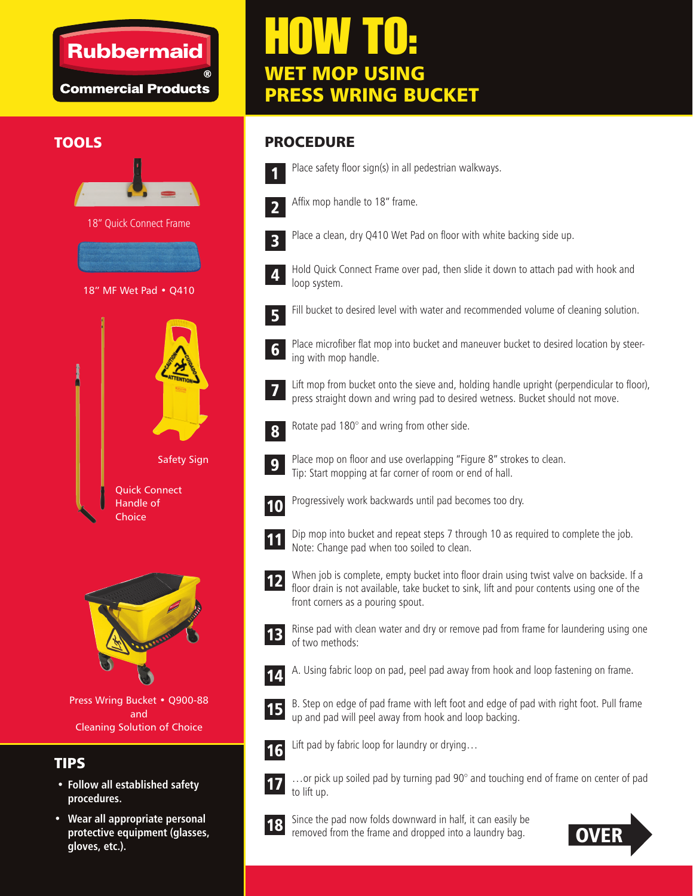Rubbermaid®
Commercial Products

# HOW TO:
## WET MOP USING PRESS WRING BUCKET

## TOOLS

18" Quick Connect Frame

18" MF Wet Pad • Q410

Safety Sign

Quick Connect Handle of Choice

Press Wring Bucket • Q900-88 and Cleaning Solution of Choice

## TIPS

- **Follow all established safety procedures.**
- **Wear all appropriate personal protective equipment (glasses, gloves, etc.).**

## PROCEDURE

1. Place safety floor sign(s) in all pedestrian walkways.
2. Affix mop handle to 18" frame.
3. Place a clean, dry Q410 Wet Pad on floor with white backing side up.
4. Hold Quick Connect Frame over pad, then slide it down to attach pad with hook and loop system.
5. Fill bucket to desired level with water and recommended volume of cleaning solution.
6. Place microfiber flat mop into bucket and maneuver bucket to desired location by steering with mop handle.
7. Lift mop from bucket onto the sieve and, holding handle upright (perpendicular to floor), press straight down and wring pad to desired wetness. Bucket should not move.
8. Rotate pad 180° and wring from other side.
9. Place mop on floor and use overlapping "Figure 8" strokes to clean.
   Tip: Start mopping at far corner of room or end of hall.
10. Progressively work backwards until pad becomes too dry.
11. Dip mop into bucket and repeat steps 7 through 10 as required to complete the job.
    Note: Change pad when too soiled to clean.
12. When job is complete, empty bucket into floor drain using twist valve on backside. If a floor drain is not available, take bucket to sink, lift and pour contents using one of the front corners as a pouring spout.
13. Rinse pad with clean water and dry or remove pad from frame for laundering using one of two methods:
14. A. Using fabric loop on pad, peel pad away from hook and loop fastening on frame.
15. B. Step on edge of pad frame with left foot and edge of pad with right foot. Pull frame up and pad will peel away from hook and loop backing.
16. Lift pad by fabric loop for laundry or drying…
17. …or pick up soiled pad by turning pad 90° and touching end of frame on center of pad to lift up.
18. Since the pad now folds downward in half, it can easily be removed from the frame and dropped into a laundry bag.

OVER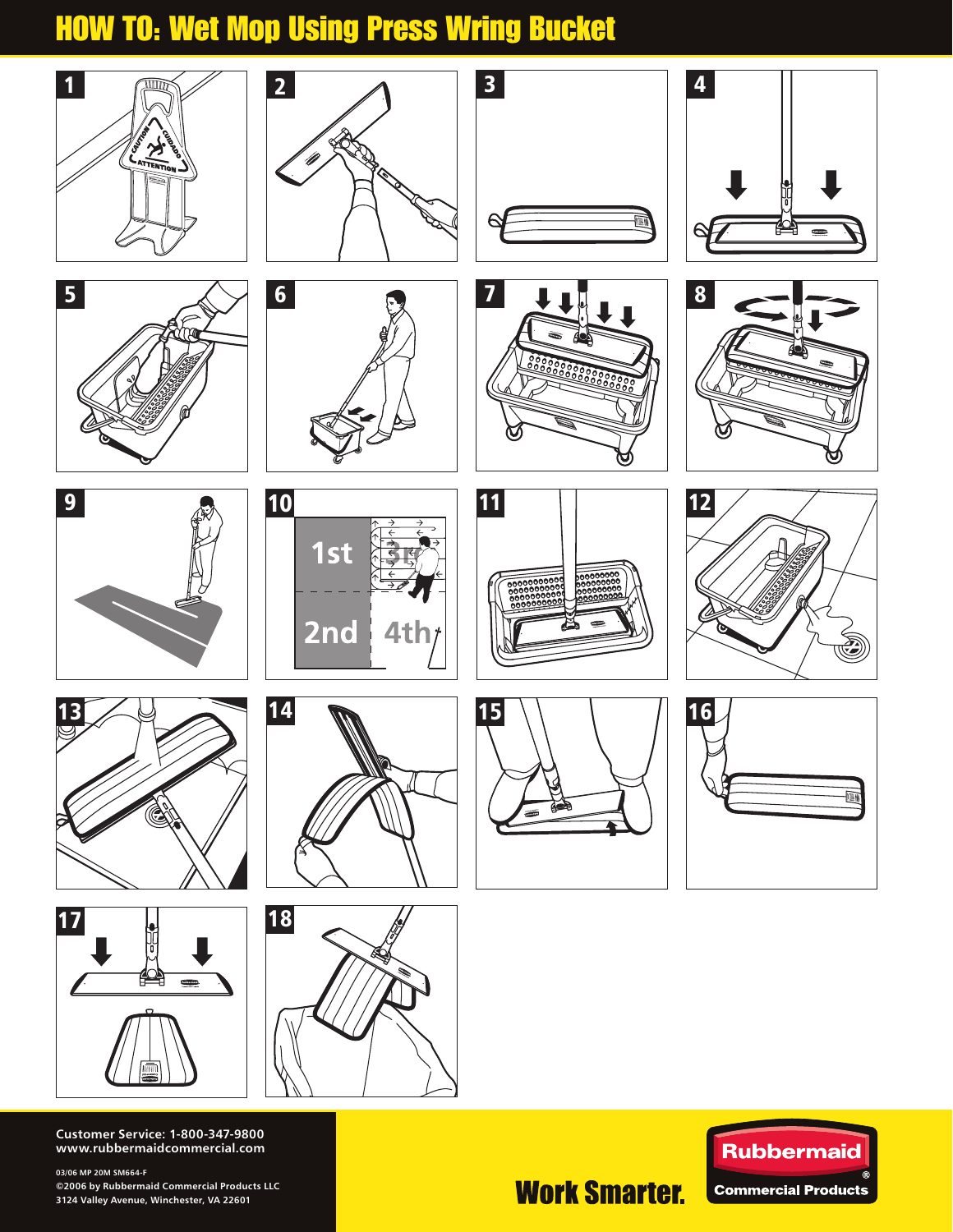# HOW TO: Wet Mop Using Press Wring Bucket

1

2

3

4

5

6

7

8

9

10

1st

2nd

3rd

4th

11

12

13

14

15

16

17

18

Customer Service: 1-800-347-9800
www.rubbermaidcommercial.com

03/06 MP 20M SM664-F
©2006 by Rubbermaid Commercial Products LLC
3124 Valley Avenue, Winchester, VA 22601

Work Smarter.

Rubbermaid®
Commercial Products